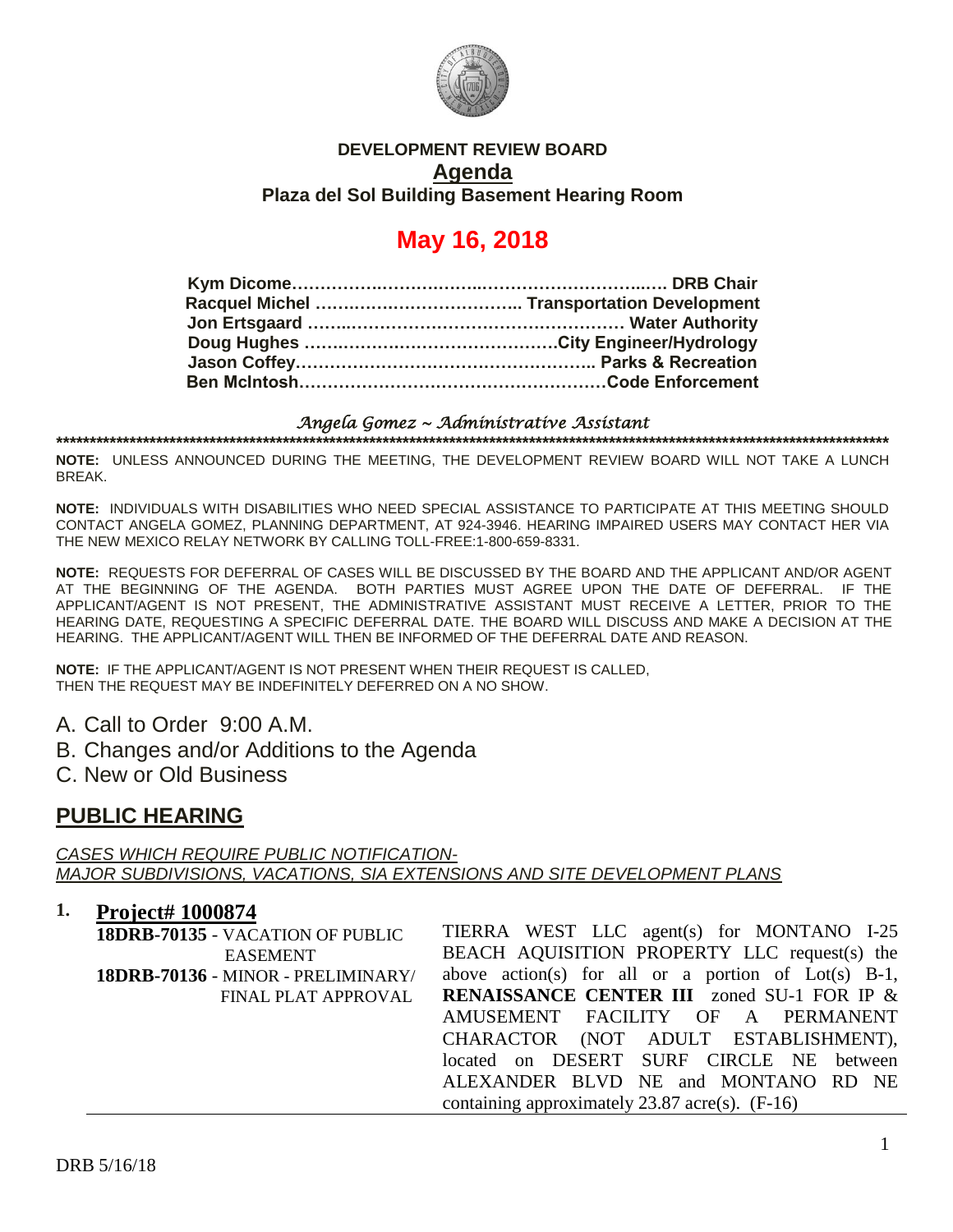**DEVELOPMENT REVIEW BOARD**

**Agenda**

**Plaza del Sol Building Basement Hearing Room**

# May 16, 2018

**Kym Dicome……………………………………………………… DRB Chair**
**Racquel Michel ……………………………….. Transportation Development**
**Jon Ertsgaard ……………………………………………… Water Authority**
**Doug Hughes ………………………………………City Engineer/Hydrology**
**Jason Coffey…………………………………………….. Parks & Recreation**
**Ben McIntosh………………………………………………Code Enforcement**

*Angela Gomez ~ Administrative Assistant*

**NOTE:** UNLESS ANNOUNCED DURING THE MEETING, THE DEVELOPMENT REVIEW BOARD WILL NOT TAKE A LUNCH BREAK.

**NOTE:** INDIVIDUALS WITH DISABILITIES WHO NEED SPECIAL ASSISTANCE TO PARTICIPATE AT THIS MEETING SHOULD CONTACT ANGELA GOMEZ, PLANNING DEPARTMENT, AT 924-3946. HEARING IMPAIRED USERS MAY CONTACT HER VIA THE NEW MEXICO RELAY NETWORK BY CALLING TOLL-FREE:1-800-659-8331.

**NOTE:** REQUESTS FOR DEFERRAL OF CASES WILL BE DISCUSSED BY THE BOARD AND THE APPLICANT AND/OR AGENT AT THE BEGINNING OF THE AGENDA. BOTH PARTIES MUST AGREE UPON THE DATE OF DEFERRAL. IF THE APPLICANT/AGENT IS NOT PRESENT, THE ADMINISTRATIVE ASSISTANT MUST RECEIVE A LETTER, PRIOR TO THE HEARING DATE, REQUESTING A SPECIFIC DEFERRAL DATE. THE BOARD WILL DISCUSS AND MAKE A DECISION AT THE HEARING. THE APPLICANT/AGENT WILL THEN BE INFORMED OF THE DEFERRAL DATE AND REASON.

**NOTE:** IF THE APPLICANT/AGENT IS NOT PRESENT WHEN THEIR REQUEST IS CALLED, THEN THE REQUEST MAY BE INDEFINITELY DEFERRED ON A NO SHOW.

A. Call to Order 9:00 A.M.
B. Changes and/or Additions to the Agenda
C. New or Old Business

## PUBLIC HEARING

*CASES WHICH REQUIRE PUBLIC NOTIFICATION- MAJOR SUBDIVISIONS, VACATIONS, SIA EXTENSIONS AND SITE DEVELOPMENT PLANS*

**1. Project# 1000874**

**18DRB-70135** - VACATION OF PUBLIC EASEMENT
**18DRB-70136** - MINOR - PRELIMINARY/ FINAL PLAT APPROVAL

TIERRA WEST LLC agent(s) for MONTANO I-25 BEACH AQUISITION PROPERTY LLC request(s) the above action(s) for all or a portion of Lot(s) B-1, **RENAISSANCE CENTER III** zoned SU-1 FOR IP & AMUSEMENT FACILITY OF A PERMANENT CHARACTOR (NOT ADULT ESTABLISHMENT), located on DESERT SURF CIRCLE NE between ALEXANDER BLVD NE and MONTANO RD NE containing approximately 23.87 acre(s). (F-16)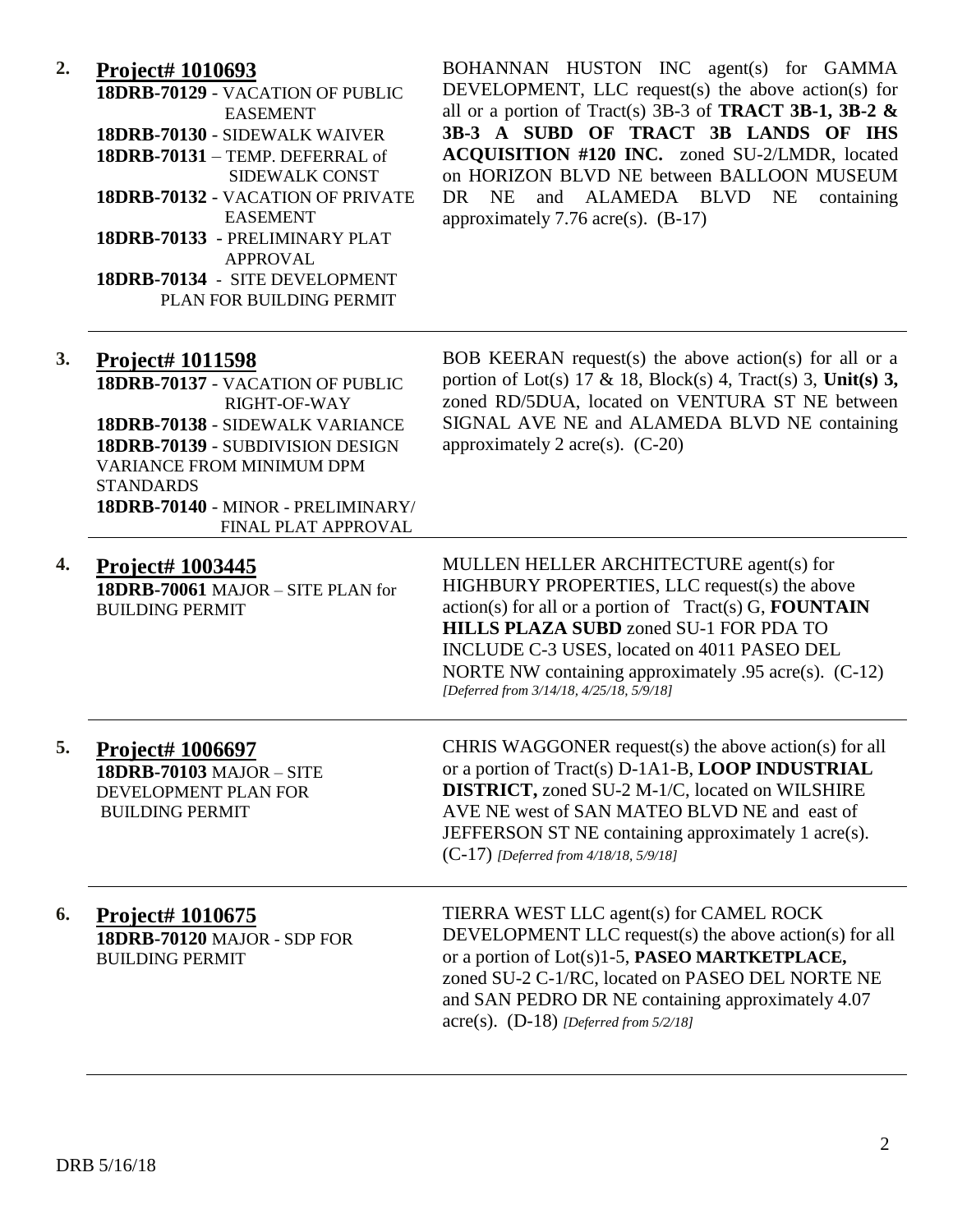**2.** **Project# 1010693**
**18DRB-70129** - VACATION OF PUBLIC EASEMENT
**18DRB-70130** - SIDEWALK WAIVER
**18DRB-70131** – TEMP. DEFERRAL of SIDEWALK CONST
**18DRB-70132** - VACATION OF PRIVATE EASEMENT
**18DRB-70133** - PRELIMINARY PLAT APPROVAL
**18DRB-70134** - SITE DEVELOPMENT PLAN FOR BUILDING PERMIT

BOHANNAN HUSTON INC agent(s) for GAMMA DEVELOPMENT, LLC request(s) the above action(s) for all or a portion of Tract(s) 3B-3 of **TRACT 3B-1, 3B-2 & 3B-3 A SUBD OF TRACT 3B LANDS OF IHS ACQUISITION #120 INC.** zoned SU-2/LMDR, located on HORIZON BLVD NE between BALLOON MUSEUM DR NE and ALAMEDA BLVD NE containing approximately 7.76 acre(s). (B-17)

---

**3.** **Project# 1011598**
**18DRB-70137** - VACATION OF PUBLIC RIGHT-OF-WAY
**18DRB-70138** - SIDEWALK VARIANCE
**18DRB-70139** - SUBDIVISION DESIGN VARIANCE FROM MINIMUM DPM STANDARDS
**18DRB-70140** - MINOR - PRELIMINARY/ FINAL PLAT APPROVAL

BOB KEERAN request(s) the above action(s) for all or a portion of Lot(s) 17 & 18, Block(s) 4, Tract(s) 3, **Unit(s) 3,** zoned RD/5DUA, located on VENTURA ST NE between SIGNAL AVE NE and ALAMEDA BLVD NE containing approximately 2 acre(s). (C-20)

---

**4.** **Project# 1003445**
**18DRB-70061** MAJOR – SITE PLAN for BUILDING PERMIT

MULLEN HELLER ARCHITECTURE agent(s) for HIGHBURY PROPERTIES, LLC request(s) the above action(s) for all or a portion of Tract(s) G, **FOUNTAIN HILLS PLAZA SUBD** zoned SU-1 FOR PDA TO INCLUDE C-3 USES, located on 4011 PASEO DEL NORTE NW containing approximately .95 acre(s). (C-12) *[Deferred from 3/14/18, 4/25/18, 5/9/18]*

---

**5.** **Project# 1006697**
**18DRB-70103** MAJOR – SITE DEVELOPMENT PLAN FOR BUILDING PERMIT

CHRIS WAGGONER request(s) the above action(s) for all or a portion of Tract(s) D-1A1-B, **LOOP INDUSTRIAL DISTRICT,** zoned SU-2 M-1/C, located on WILSHIRE AVE NE west of SAN MATEO BLVD NE and east of JEFFERSON ST NE containing approximately 1 acre(s). (C-17) *[Deferred from 4/18/18, 5/9/18]*

---

**6.** **Project# 1010675**
**18DRB-70120** MAJOR - SDP FOR BUILDING PERMIT

TIERRA WEST LLC agent(s) for CAMEL ROCK DEVELOPMENT LLC request(s) the above action(s) for all or a portion of Lot(s)1-5, **PASEO MARTKETPLACE,** zoned SU-2 C-1/RC, located on PASEO DEL NORTE NE and SAN PEDRO DR NE containing approximately 4.07 acre(s). (D-18) *[Deferred from 5/2/18]*

---

DRB 5/16/18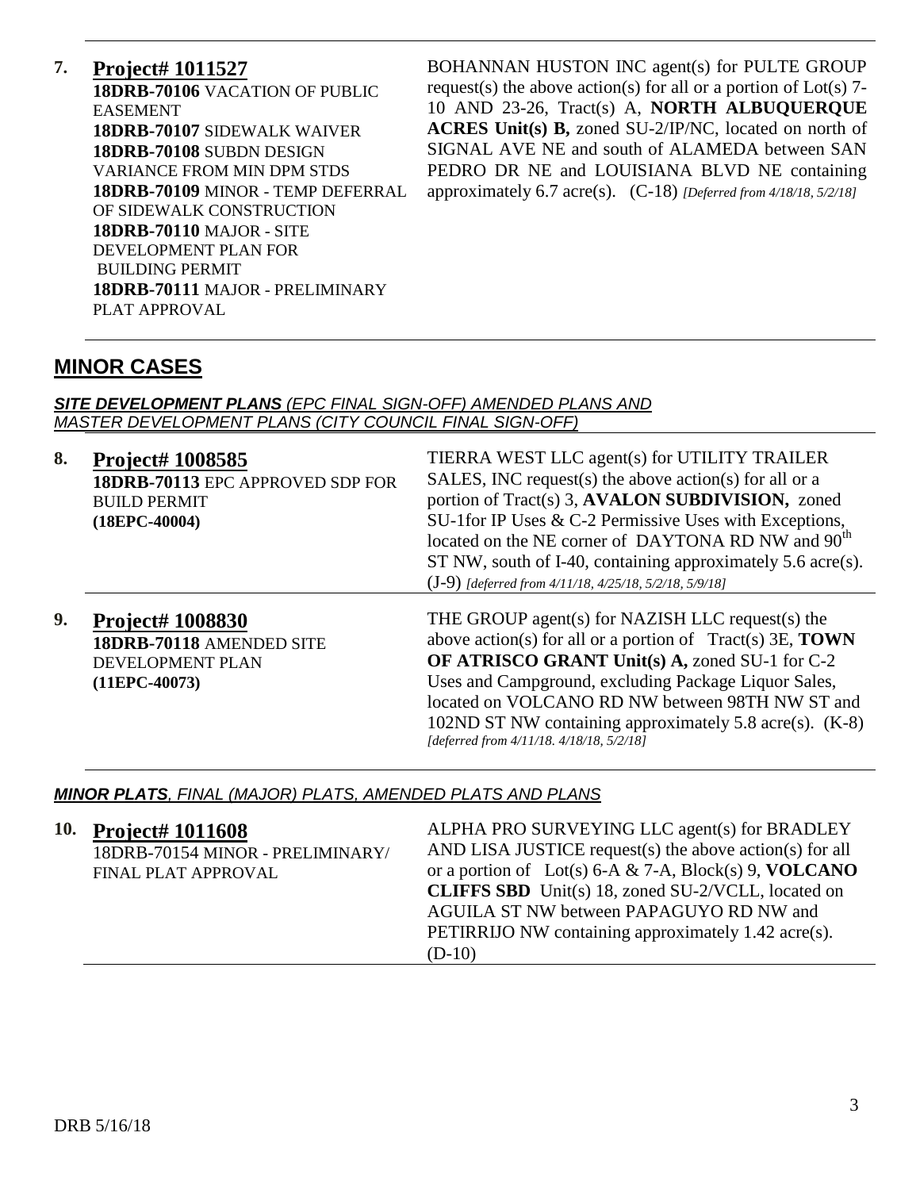| | | |
|---|---|---|
| **7.** | **Project# 1011527**<br>**18DRB-70106** VACATION OF PUBLIC EASEMENT<br>**18DRB-70107** SIDEWALK WAIVER<br>**18DRB-70108** SUBDN DESIGN VARIANCE FROM MIN DPM STDS<br>**18DRB-70109** MINOR - TEMP DEFERRAL OF SIDEWALK CONSTRUCTION<br>**18DRB-70110** MAJOR - SITE DEVELOPMENT PLAN FOR BUILDING PERMIT<br>**18DRB-70111** MAJOR - PRELIMINARY PLAT APPROVAL | BOHANNAN HUSTON INC agent(s) for PULTE GROUP request(s) the above action(s) for all or a portion of Lot(s) 7-10 AND 23-26, Tract(s) A, **NORTH ALBUQUERQUE ACRES Unit(s) B,** zoned SU-2/IP/NC, located on north of SIGNAL AVE NE and south of ALAMEDA between SAN PEDRO DR NE and LOUISIANA BLVD NE containing approximately 6.7 acre(s). (C-18) *[Deferred from 4/18/18, 5/2/18]* |

## MINOR CASES

***SITE DEVELOPMENT PLANS*** *(EPC FINAL SIGN-OFF) AMENDED PLANS AND MASTER DEVELOPMENT PLANS (CITY COUNCIL FINAL SIGN-OFF)*

| | | |
|---|---|---|
| **8.** | **Project# 1008585**<br>**18DRB-70113** EPC APPROVED SDP FOR BUILD PERMIT<br>**(18EPC-40004)** | TIERRA WEST LLC agent(s) for UTILITY TRAILER SALES, INC request(s) the above action(s) for all or a portion of Tract(s) 3, **AVALON SUBDIVISION,** zoned SU-1for IP Uses & C-2 Permissive Uses with Exceptions, located on the NE corner of DAYTONA RD NW and 90th ST NW, south of I-40, containing approximately 5.6 acre(s). (J-9) *[deferred from 4/11/18, 4/25/18, 5/2/18, 5/9/18]* |
| **9.** | **Project# 1008830**<br>**18DRB-70118** AMENDED SITE DEVELOPMENT PLAN<br>**(11EPC-40073)** | THE GROUP agent(s) for NAZISH LLC request(s) the above action(s) for all or a portion of Tract(s) 3E, **TOWN OF ATRISCO GRANT Unit(s) A,** zoned SU-1 for C-2 Uses and Campground, excluding Package Liquor Sales, located on VOLCANO RD NW between 98TH NW ST and 102ND ST NW containing approximately 5.8 acre(s). (K-8) *[deferred from 4/11/18. 4/18/18, 5/2/18]* |

***MINOR PLATS****, FINAL (MAJOR) PLATS, AMENDED PLATS AND PLANS*

| | | |
|---|---|---|
| **10.** | **Project# 1011608**<br>18DRB-70154 MINOR - PRELIMINARY/ FINAL PLAT APPROVAL | ALPHA PRO SURVEYING LLC agent(s) for BRADLEY AND LISA JUSTICE request(s) the above action(s) for all or a portion of Lot(s) 6-A & 7-A, Block(s) 9, **VOLCANO CLIFFS SBD** Unit(s) 18, zoned SU-2/VCLL, located on AGUILA ST NW between PAPAGUYO RD NW and PETIRRIJO NW containing approximately 1.42 acre(s). (D-10) |

DRB 5/16/18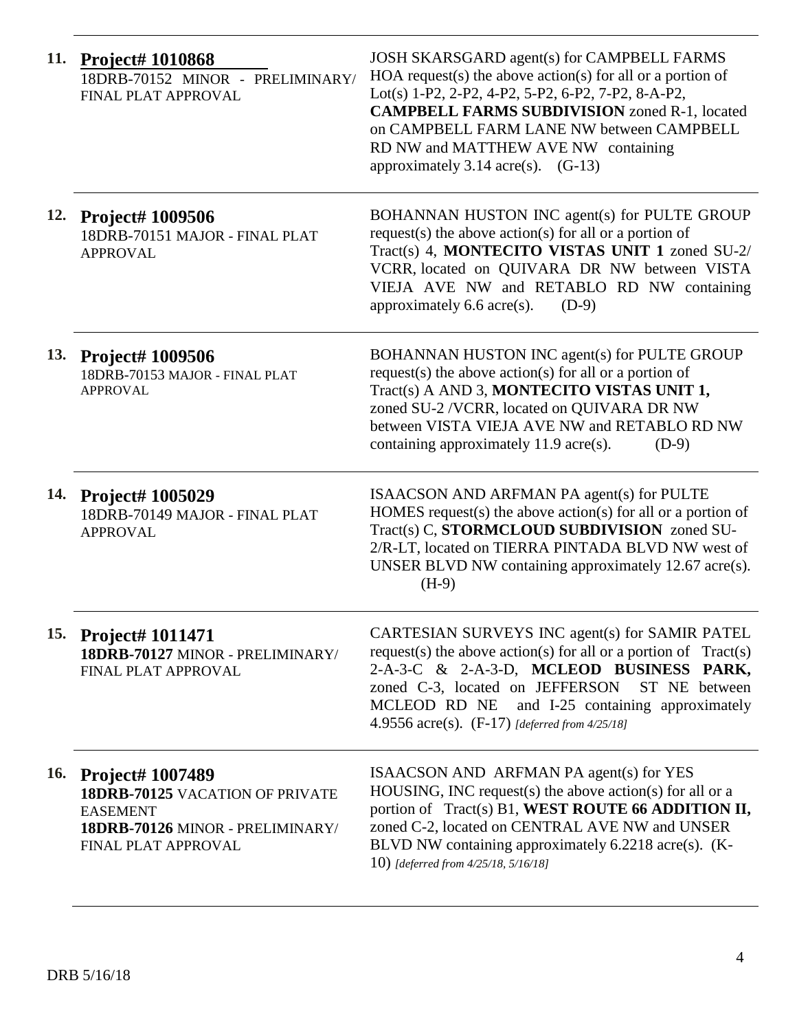| | | |
|---|---|---|
| **11.** | **Project# 1010868**<br>18DRB-70152 MINOR - PRELIMINARY/ FINAL PLAT APPROVAL | JOSH SKARSGARD agent(s) for CAMPBELL FARMS HOA request(s) the above action(s) for all or a portion of Lot(s) 1-P2, 2-P2, 4-P2, 5-P2, 6-P2, 7-P2, 8-A-P2, **CAMPBELL FARMS SUBDIVISION** zoned R-1, located on CAMPBELL FARM LANE NW between CAMPBELL RD NW and MATTHEW AVE NW containing approximately 3.14 acre(s). (G-13) |
| **12.** | **Project# 1009506**<br>18DRB-70151 MAJOR - FINAL PLAT APPROVAL | BOHANNAN HUSTON INC agent(s) for PULTE GROUP request(s) the above action(s) for all or a portion of Tract(s) 4, **MONTECITO VISTAS UNIT 1** zoned SU-2/ VCRR, located on QUIVARA DR NW between VISTA VIEJA AVE NW and RETABLO RD NW containing approximately 6.6 acre(s). (D-9) |
| **13.** | **Project# 1009506**<br>18DRB-70153 MAJOR - FINAL PLAT APPROVAL | BOHANNAN HUSTON INC agent(s) for PULTE GROUP request(s) the above action(s) for all or a portion of Tract(s) A AND 3, **MONTECITO VISTAS UNIT 1,** zoned SU-2 /VCRR, located on QUIVARA DR NW between VISTA VIEJA AVE NW and RETABLO RD NW containing approximately 11.9 acre(s). (D-9) |
| **14.** | **Project# 1005029**<br>18DRB-70149 MAJOR - FINAL PLAT APPROVAL | ISAACSON AND ARFMAN PA agent(s) for PULTE HOMES request(s) the above action(s) for all or a portion of Tract(s) C, **STORMCLOUD SUBDIVISION** zoned SU-2/R-LT, located on TIERRA PINTADA BLVD NW west of UNSER BLVD NW containing approximately 12.67 acre(s). (H-9) |
| **15.** | **Project# 1011471**<br>**18DRB-70127** MINOR - PRELIMINARY/ FINAL PLAT APPROVAL | CARTESIAN SURVEYS INC agent(s) for SAMIR PATEL request(s) the above action(s) for all or a portion of Tract(s) 2-A-3-C & 2-A-3-D, **MCLEOD BUSINESS PARK,** zoned C-3, located on JEFFERSON ST NE between MCLEOD RD NE and I-25 containing approximately 4.9556 acre(s). (F-17) *[deferred from 4/25/18]* |
| **16.** | **Project# 1007489**<br>**18DRB-70125** VACATION OF PRIVATE EASEMENT<br>**18DRB-70126** MINOR - PRELIMINARY/ FINAL PLAT APPROVAL | ISAACSON AND ARFMAN PA agent(s) for YES HOUSING, INC request(s) the above action(s) for all or a portion of Tract(s) B1, **WEST ROUTE 66 ADDITION II,** zoned C-2, located on CENTRAL AVE NW and UNSER BLVD NW containing approximately 6.2218 acre(s). (K-10) *[deferred from 4/25/18, 5/16/18]* |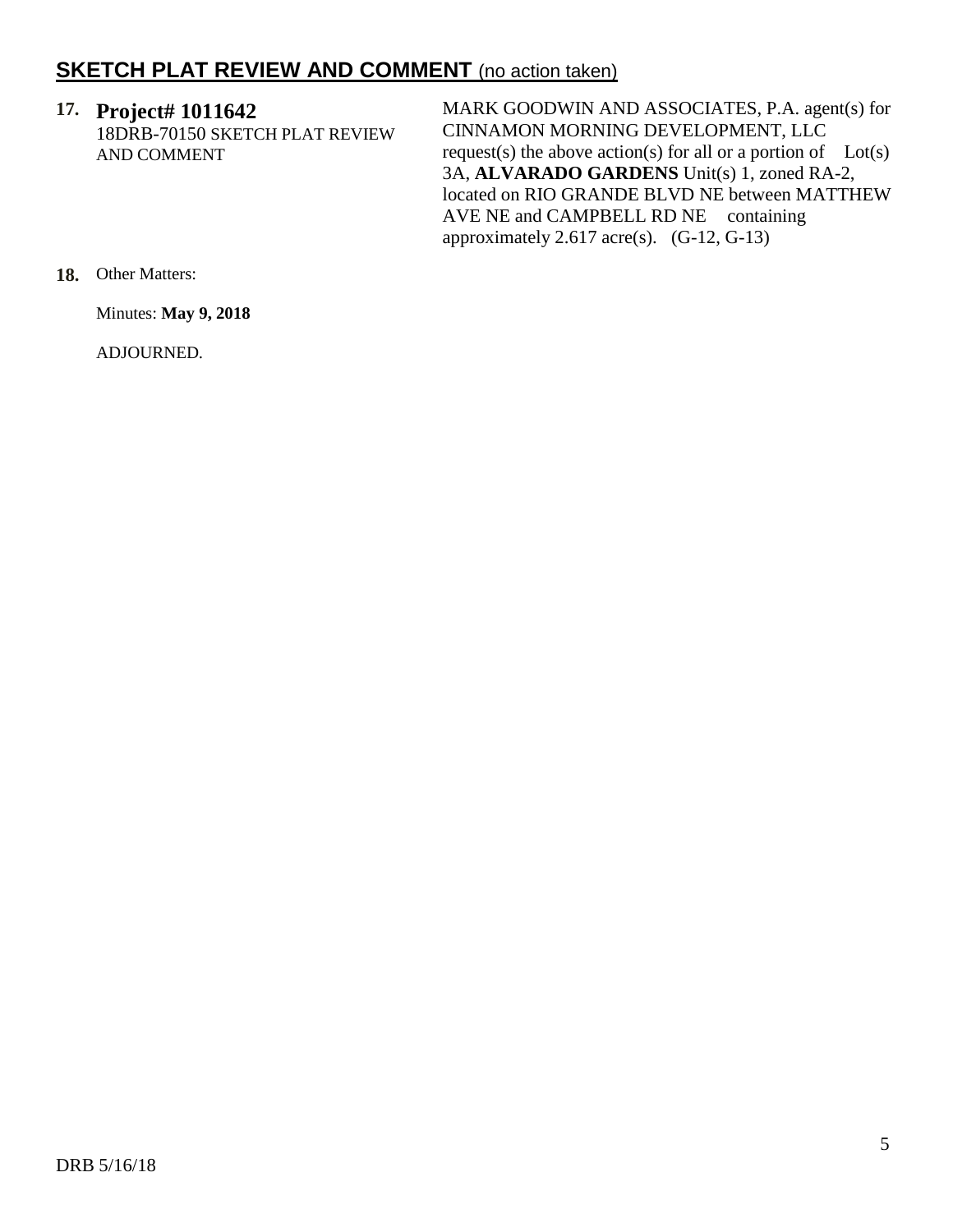## **SKETCH PLAT REVIEW AND COMMENT** (no action taken)

**17. Project# 1011642**
18DRB-70150 SKETCH PLAT REVIEW AND COMMENT

MARK GOODWIN AND ASSOCIATES, P.A. agent(s) for CINNAMON MORNING DEVELOPMENT, LLC request(s) the above action(s) for all or a portion of Lot(s) 3A, **ALVARADO GARDENS** Unit(s) 1, zoned RA-2, located on RIO GRANDE BLVD NE between MATTHEW AVE NE and CAMPBELL RD NE containing approximately 2.617 acre(s). (G-12, G-13)

**18.** Other Matters:

Minutes: **May 9, 2018**

ADJOURNED.